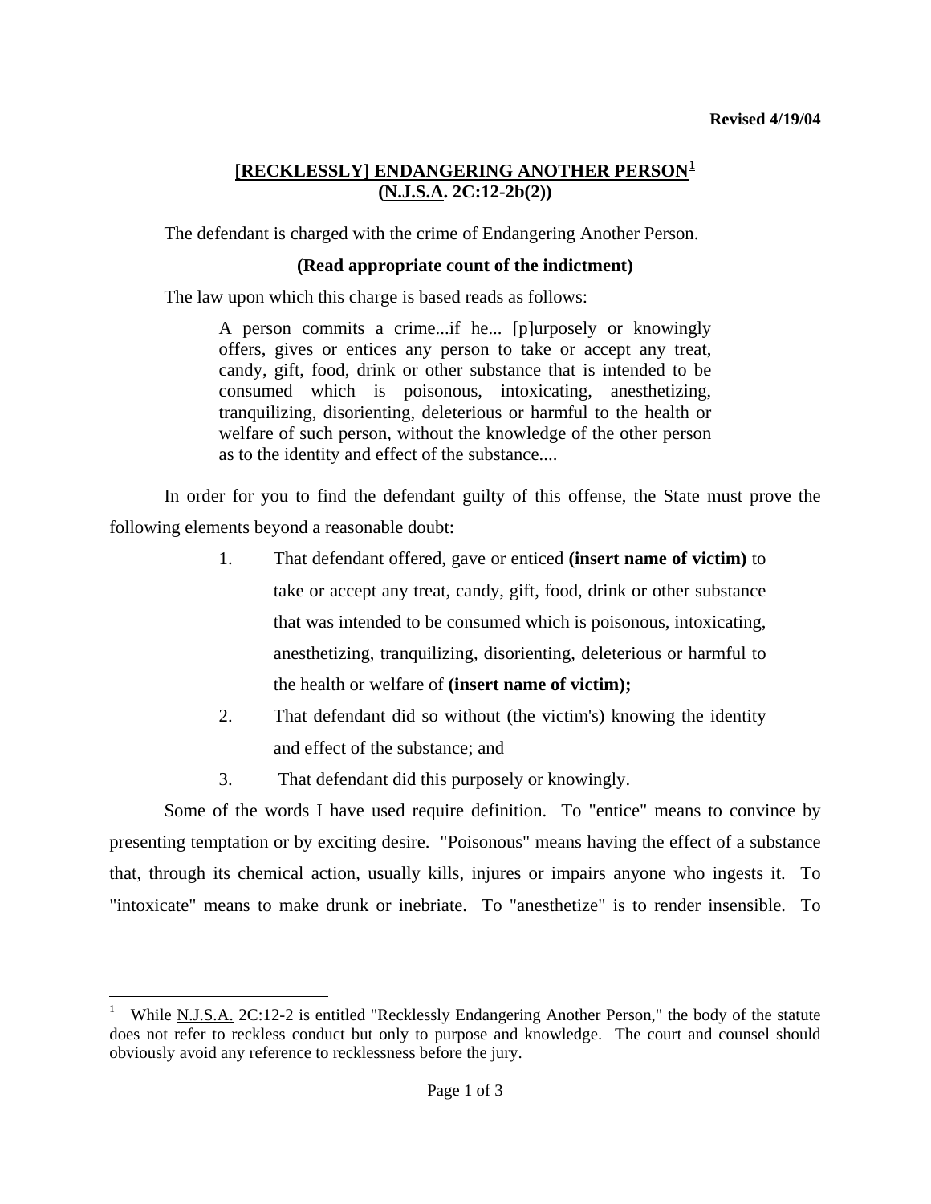Revised 4/19/04

# [RECKLESSLY] ENDANGERING ANOTHER PERSON[1] (N.J.S.A. 2C:12-2b(2))

The defendant is charged with the crime of Endangering Another Person.

**(Read appropriate count of the indictment)**

The law upon which this charge is based reads as follows:

> A person commits a crime...if he... [p]urposely or knowingly offers, gives or entices any person to take or accept any treat, candy, gift, food, drink or other substance that is intended to be consumed which is poisonous, intoxicating, anesthetizing, tranquilizing, disorienting, deleterious or harmful to the health or welfare of such person, without the knowledge of the other person as to the identity and effect of the substance....

In order for you to find the defendant guilty of this offense, the State must prove the following elements beyond a reasonable doubt:

1. That defendant offered, gave or enticed **(insert name of victim)** to take or accept any treat, candy, gift, food, drink or other substance that was intended to be consumed which is poisonous, intoxicating, anesthetizing, tranquilizing, disorienting, deleterious or harmful to the health or welfare of **(insert name of victim);**
2. That defendant did so without (the victim's) knowing the identity and effect of the substance; and
3. That defendant did this purposely or knowingly.

Some of the words I have used require definition. To "entice" means to convince by presenting temptation or by exciting desire. "Poisonous" means having the effect of a substance that, through its chemical action, usually kills, injures or impairs anyone who ingests it. To "intoxicate" means to make drunk or inebriate. To "anesthetize" is to render insensible. To

---

[1] While N.J.S.A. 2C:12-2 is entitled "Recklessly Endangering Another Person," the body of the statute does not refer to reckless conduct but only to purpose and knowledge. The court and counsel should obviously avoid any reference to recklessness before the jury.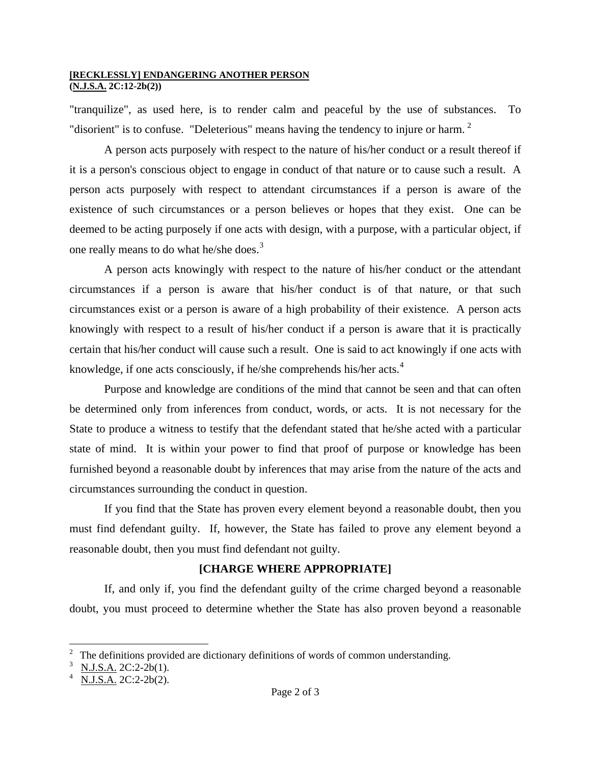"tranquilize", as used here, is to render calm and peaceful by the use of substances. To "disorient" is to confuse. "Deleterious" means having the tendency to injure or harm.[2]

A person acts purposely with respect to the nature of his/her conduct or a result thereof if it is a person's conscious object to engage in conduct of that nature or to cause such a result. A person acts purposely with respect to attendant circumstances if a person is aware of the existence of such circumstances or a person believes or hopes that they exist. One can be deemed to be acting purposely if one acts with design, with a purpose, with a particular object, if one really means to do what he/she does.[3]

A person acts knowingly with respect to the nature of his/her conduct or the attendant circumstances if a person is aware that his/her conduct is of that nature, or that such circumstances exist or a person is aware of a high probability of their existence. A person acts knowingly with respect to a result of his/her conduct if a person is aware that it is practically certain that his/her conduct will cause such a result. One is said to act knowingly if one acts with knowledge, if one acts consciously, if he/she comprehends his/her acts.[4]

Purpose and knowledge are conditions of the mind that cannot be seen and that can often be determined only from inferences from conduct, words, or acts. It is not necessary for the State to produce a witness to testify that the defendant stated that he/she acted with a particular state of mind. It is within your power to find that proof of purpose or knowledge has been furnished beyond a reasonable doubt by inferences that may arise from the nature of the acts and circumstances surrounding the conduct in question.

If you find that the State has proven every element beyond a reasonable doubt, then you must find defendant guilty. If, however, the State has failed to prove any element beyond a reasonable doubt, then you must find defendant not guilty.

**[CHARGE WHERE APPROPRIATE]**

If, and only if, you find the defendant guilty of the crime charged beyond a reasonable doubt, you must proceed to determine whether the State has also proven beyond a reasonable

---

[2] The definitions provided are dictionary definitions of words of common understanding.

[3] N.J.S.A. 2C:2-2b(1).

[4] N.J.S.A. 2C:2-2b(2).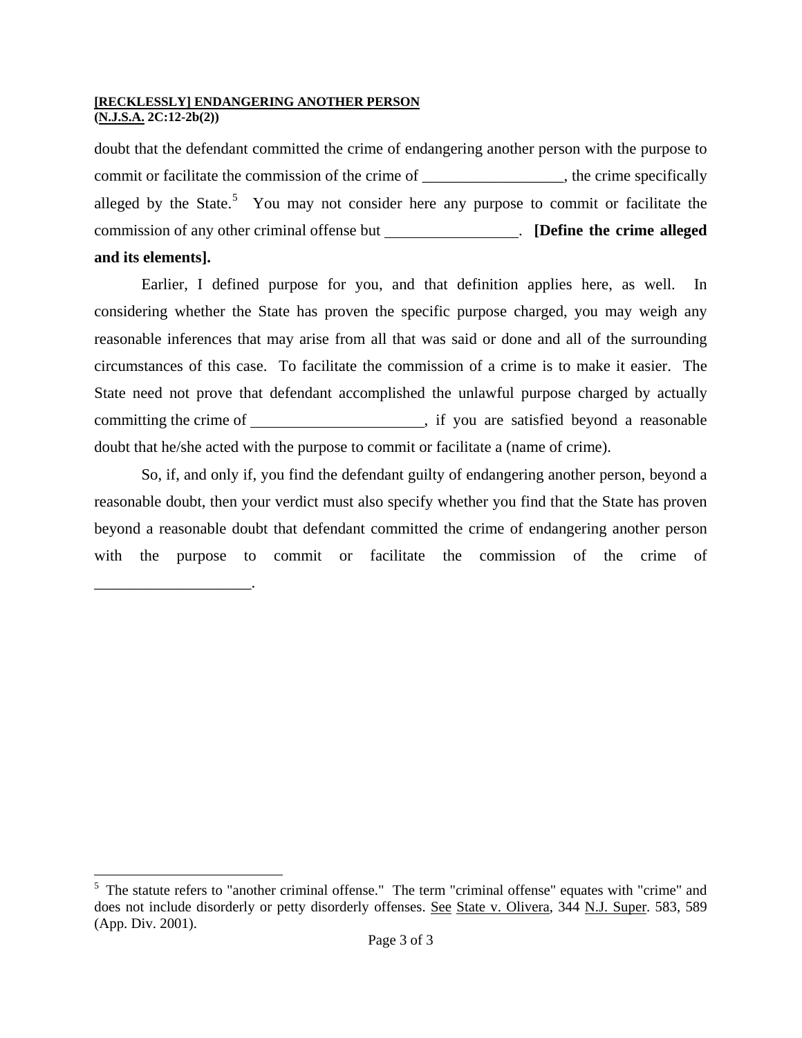doubt that the defendant committed the crime of endangering another person with the purpose to commit or facilitate the commission of the crime of __________________, the crime specifically alleged by the State.[5] You may not consider here any purpose to commit or facilitate the commission of any other criminal offense but _________________. **[Define the crime alleged and its elements].**

Earlier, I defined purpose for you, and that definition applies here, as well. In considering whether the State has proven the specific purpose charged, you may weigh any reasonable inferences that may arise from all that was said or done and all of the surrounding circumstances of this case. To facilitate the commission of a crime is to make it easier. The State need not prove that defendant accomplished the unlawful purpose charged by actually committing the crime of ______________________, if you are satisfied beyond a reasonable doubt that he/she acted with the purpose to commit or facilitate a (name of crime).

So, if, and only if, you find the defendant guilty of endangering another person, beyond a reasonable doubt, then your verdict must also specify whether you find that the State has proven beyond a reasonable doubt that defendant committed the crime of endangering another person with the purpose to commit or facilitate the commission of the crime of ____________________.

---

[5] The statute refers to "another criminal offense." The term "criminal offense" equates with "crime" and does not include disorderly or petty disorderly offenses. See State v. Olivera, 344 N.J. Super. 583, 589 (App. Div. 2001).